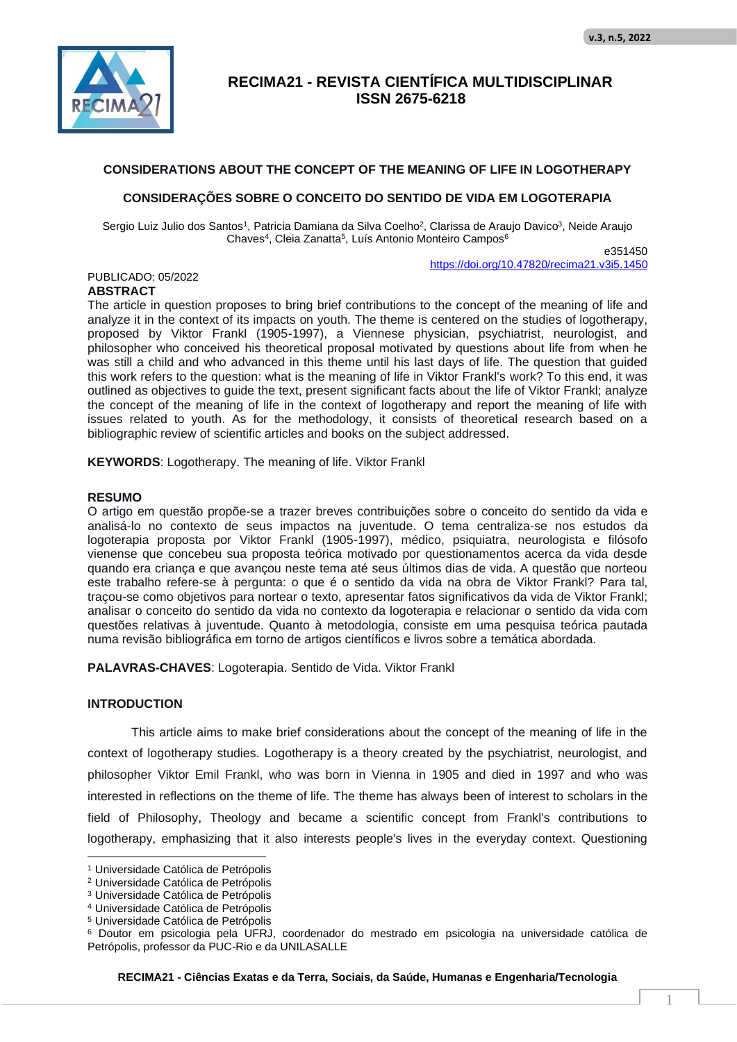# CONSIDERATIONS ABOUT THE CONCEPT OF THE MEANING OF LIFE IN LOGOTHERAPY

# CONSIDERAÇÕES SOBRE O CONCEITO DO SENTIDO DE VIDA EM LOGOTERAPIA

Sergio Luiz Julio dos Santos[1], Patricia Damiana da Silva Coelho[2], Clarissa de Araujo Davico[3], Neide Araujo Chaves[4], Cleia Zanatta[5], Luís Antonio Monteiro Campos[6]

e351450
https://doi.org/10.47820/recima21.v3i5.1450

PUBLICADO: 05/2022

**ABSTRACT**

The article in question proposes to bring brief contributions to the concept of the meaning of life and analyze it in the context of its impacts on youth. The theme is centered on the studies of logotherapy, proposed by Viktor Frankl (1905-1997), a Viennese physician, psychiatrist, neurologist, and philosopher who conceived his theoretical proposal motivated by questions about life from when he was still a child and who advanced in this theme until his last days of life. The question that guided this work refers to the question: what is the meaning of life in Viktor Frankl's work? To this end, it was outlined as objectives to guide the text, present significant facts about the life of Viktor Frankl; analyze the concept of the meaning of life in the context of logotherapy and report the meaning of life with issues related to youth. As for the methodology, it consists of theoretical research based on a bibliographic review of scientific articles and books on the subject addressed.

**KEYWORDS**: Logotherapy. The meaning of life. Viktor Frankl

**RESUMO**

O artigo em questão propõe-se a trazer breves contribuições sobre o conceito do sentido da vida e analisá-lo no contexto de seus impactos na juventude. O tema centraliza-se nos estudos da logoterapia proposta por Viktor Frankl (1905-1997), médico, psiquiatra, neurologista e filósofo vienense que concebeu sua proposta teórica motivado por questionamentos acerca da vida desde quando era criança e que avançou neste tema até seus últimos dias de vida. A questão que norteou este trabalho refere-se à pergunta: o que é o sentido da vida na obra de Viktor Frankl? Para tal, traçou-se como objetivos para nortear o texto, apresentar fatos significativos da vida de Viktor Frankl; analisar o conceito do sentido da vida no contexto da logoterapia e relacionar o sentido da vida com questões relativas à juventude. Quanto à metodologia, consiste em uma pesquisa teórica pautada numa revisão bibliográfica em torno de artigos científicos e livros sobre a temática abordada.

**PALAVRAS-CHAVES**: Logoterapia. Sentido de Vida. Viktor Frankl

## INTRODUCTION

This article aims to make brief considerations about the concept of the meaning of life in the context of logotherapy studies. Logotherapy is a theory created by the psychiatrist, neurologist, and philosopher Viktor Emil Frankl, who was born in Vienna in 1905 and died in 1997 and who was interested in reflections on the theme of life. The theme has always been of interest to scholars in the field of Philosophy, Theology and became a scientific concept from Frankl's contributions to logotherapy, emphasizing that it also interests people's lives in the everyday context. Questioning

---

[1] Universidade Católica de Petrópolis
[2] Universidade Católica de Petrópolis
[3] Universidade Católica de Petrópolis
[4] Universidade Católica de Petrópolis
[5] Universidade Católica de Petrópolis
[6] Doutor em psicologia pela UFRJ, coordenador do mestrado em psicologia na universidade católica de Petrópolis, professor da PUC-Rio e da UNILASALLE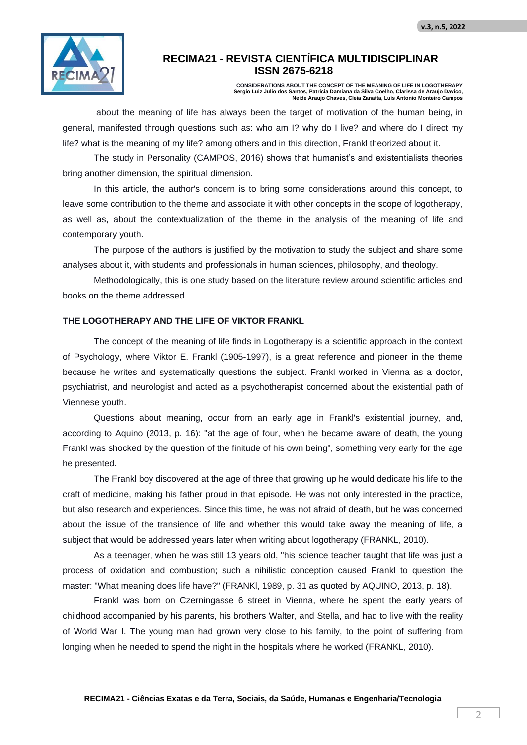about the meaning of life has always been the target of motivation of the human being, in general, manifested through questions such as: who am I? why do I live? and where do I direct my life? what is the meaning of my life? among others and in this direction, Frankl theorized about it.

The study in Personality (CAMPOS, 2016) shows that humanist's and existentialists theories bring another dimension, the spiritual dimension.

In this article, the author's concern is to bring some considerations around this concept, to leave some contribution to the theme and associate it with other concepts in the scope of logotherapy, as well as, about the contextualization of the theme in the analysis of the meaning of life and contemporary youth.

The purpose of the authors is justified by the motivation to study the subject and share some analyses about it, with students and professionals in human sciences, philosophy, and theology.

Methodologically, this is one study based on the literature review around scientific articles and books on the theme addressed.

## THE LOGOTHERAPY AND THE LIFE OF VIKTOR FRANKL

The concept of the meaning of life finds in Logotherapy is a scientific approach in the context of Psychology, where Viktor E. Frankl (1905-1997), is a great reference and pioneer in the theme because he writes and systematically questions the subject. Frankl worked in Vienna as a doctor, psychiatrist, and neurologist and acted as a psychotherapist concerned about the existential path of Viennese youth.

Questions about meaning, occur from an early age in Frankl's existential journey, and, according to Aquino (2013, p. 16): "at the age of four, when he became aware of death, the young Frankl was shocked by the question of the finitude of his own being", something very early for the age he presented.

The Frankl boy discovered at the age of three that growing up he would dedicate his life to the craft of medicine, making his father proud in that episode. He was not only interested in the practice, but also research and experiences. Since this time, he was not afraid of death, but he was concerned about the issue of the transience of life and whether this would take away the meaning of life, a subject that would be addressed years later when writing about logotherapy (FRANKL, 2010).

As a teenager, when he was still 13 years old, "his science teacher taught that life was just a process of oxidation and combustion; such a nihilistic conception caused Frankl to question the master: "What meaning does life have?" (FRANKl, 1989, p. 31 as quoted by AQUINO, 2013, p. 18).

Frankl was born on Czerningasse 6 street in Vienna, where he spent the early years of childhood accompanied by his parents, his brothers Walter, and Stella, and had to live with the reality of World War I. The young man had grown very close to his family, to the point of suffering from longing when he needed to spend the night in the hospitals where he worked (FRANKL, 2010).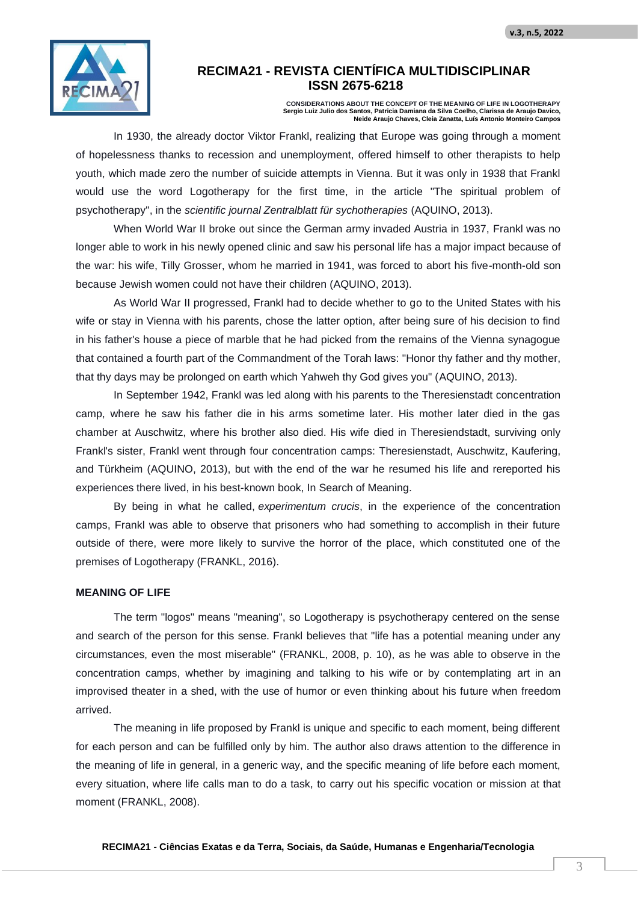In 1930, the already doctor Viktor Frankl, realizing that Europe was going through a moment of hopelessness thanks to recession and unemployment, offered himself to other therapists to help youth, which made zero the number of suicide attempts in Vienna. But it was only in 1938 that Frankl would use the word Logotherapy for the first time, in the article "The spiritual problem of psychotherapy", in the *scientific journal Zentralblatt für sychotherapies* (AQUINO, 2013).

When World War II broke out since the German army invaded Austria in 1937, Frankl was no longer able to work in his newly opened clinic and saw his personal life has a major impact because of the war: his wife, Tilly Grosser, whom he married in 1941, was forced to abort his five-month-old son because Jewish women could not have their children (AQUINO, 2013).

As World War II progressed, Frankl had to decide whether to go to the United States with his wife or stay in Vienna with his parents, chose the latter option, after being sure of his decision to find in his father's house a piece of marble that he had picked from the remains of the Vienna synagogue that contained a fourth part of the Commandment of the Torah laws: "Honor thy father and thy mother, that thy days may be prolonged on earth which Yahweh thy God gives you" (AQUINO, 2013).

In September 1942, Frankl was led along with his parents to the Theresienstadt concentration camp, where he saw his father die in his arms sometime later. His mother later died in the gas chamber at Auschwitz, where his brother also died. His wife died in Theresiendstadt, surviving only Frankl's sister, Frankl went through four concentration camps: Theresienstadt, Auschwitz, Kaufering, and Türkheim (AQUINO, 2013), but with the end of the war he resumed his life and rereported his experiences there lived, in his best-known book, In Search of Meaning.

By being in what he called, *experimentum crucis*, in the experience of the concentration camps, Frankl was able to observe that prisoners who had something to accomplish in their future outside of there, were more likely to survive the horror of the place, which constituted one of the premises of Logotherapy (FRANKL, 2016).

## MEANING OF LIFE

The term "logos" means "meaning", so Logotherapy is psychotherapy centered on the sense and search of the person for this sense. Frankl believes that "life has a potential meaning under any circumstances, even the most miserable" (FRANKL, 2008, p. 10), as he was able to observe in the concentration camps, whether by imagining and talking to his wife or by contemplating art in an improvised theater in a shed, with the use of humor or even thinking about his future when freedom arrived.

The meaning in life proposed by Frankl is unique and specific to each moment, being different for each person and can be fulfilled only by him. The author also draws attention to the difference in the meaning of life in general, in a generic way, and the specific meaning of life before each moment, every situation, where life calls man to do a task, to carry out his specific vocation or mission at that moment (FRANKL, 2008).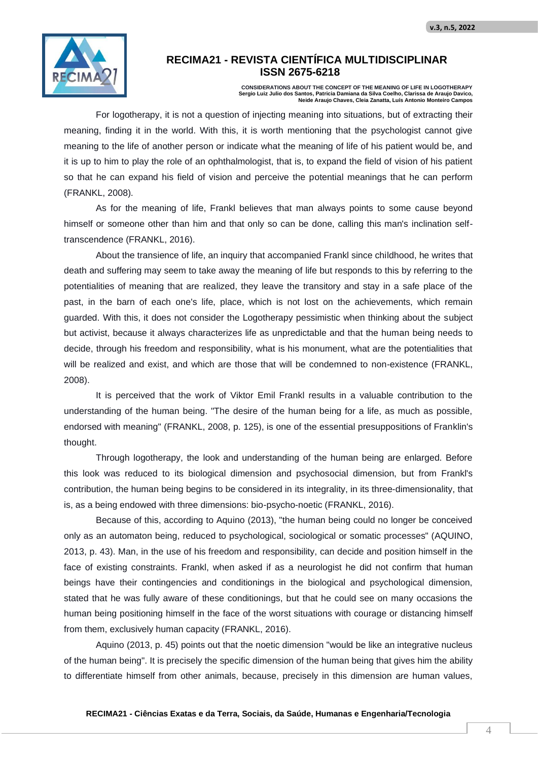For logotherapy, it is not a question of injecting meaning into situations, but of extracting their meaning, finding it in the world. With this, it is worth mentioning that the psychologist cannot give meaning to the life of another person or indicate what the meaning of life of his patient would be, and it is up to him to play the role of an ophthalmologist, that is, to expand the field of vision of his patient so that he can expand his field of vision and perceive the potential meanings that he can perform (FRANKL, 2008).

As for the meaning of life, Frankl believes that man always points to some cause beyond himself or someone other than him and that only so can be done, calling this man's inclination self-transcendence (FRANKL, 2016).

About the transience of life, an inquiry that accompanied Frankl since childhood, he writes that death and suffering may seem to take away the meaning of life but responds to this by referring to the potentialities of meaning that are realized, they leave the transitory and stay in a safe place of the past, in the barn of each one's life, place, which is not lost on the achievements, which remain guarded. With this, it does not consider the Logotherapy pessimistic when thinking about the subject but activist, because it always characterizes life as unpredictable and that the human being needs to decide, through his freedom and responsibility, what is his monument, what are the potentialities that will be realized and exist, and which are those that will be condemned to non-existence (FRANKL, 2008).

It is perceived that the work of Viktor Emil Frankl results in a valuable contribution to the understanding of the human being. "The desire of the human being for a life, as much as possible, endorsed with meaning" (FRANKL, 2008, p. 125), is one of the essential presuppositions of Franklin's thought.

Through logotherapy, the look and understanding of the human being are enlarged. Before this look was reduced to its biological dimension and psychosocial dimension, but from Frankl's contribution, the human being begins to be considered in its integrality, in its three-dimensionality, that is, as a being endowed with three dimensions: bio-psycho-noetic (FRANKL, 2016).

Because of this, according to Aquino (2013), "the human being could no longer be conceived only as an automaton being, reduced to psychological, sociological or somatic processes" (AQUINO, 2013, p. 43). Man, in the use of his freedom and responsibility, can decide and position himself in the face of existing constraints. Frankl, when asked if as a neurologist he did not confirm that human beings have their contingencies and conditionings in the biological and psychological dimension, stated that he was fully aware of these conditionings, but that he could see on many occasions the human being positioning himself in the face of the worst situations with courage or distancing himself from them, exclusively human capacity (FRANKL, 2016).

Aquino (2013, p. 45) points out that the noetic dimension "would be like an integrative nucleus of the human being". It is precisely the specific dimension of the human being that gives him the ability to differentiate himself from other animals, because, precisely in this dimension are human values,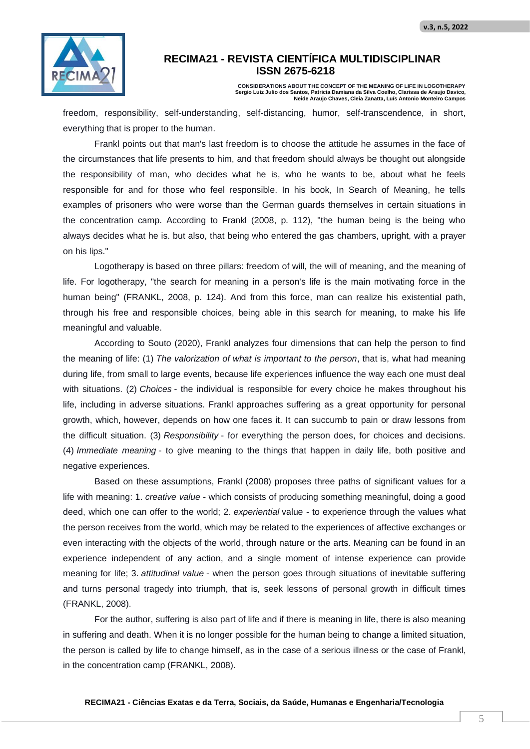freedom, responsibility, self-understanding, self-distancing, humor, self-transcendence, in short, everything that is proper to the human.

Frankl points out that man's last freedom is to choose the attitude he assumes in the face of the circumstances that life presents to him, and that freedom should always be thought out alongside the responsibility of man, who decides what he is, who he wants to be, about what he feels responsible for and for those who feel responsible. In his book, In Search of Meaning, he tells examples of prisoners who were worse than the German guards themselves in certain situations in the concentration camp. According to Frankl (2008, p. 112), "the human being is the being who always decides what he is. but also, that being who entered the gas chambers, upright, with a prayer on his lips."

Logotherapy is based on three pillars: freedom of will, the will of meaning, and the meaning of life. For logotherapy, "the search for meaning in a person's life is the main motivating force in the human being" (FRANKL, 2008, p. 124). And from this force, man can realize his existential path, through his free and responsible choices, being able in this search for meaning, to make his life meaningful and valuable.

According to Souto (2020), Frankl analyzes four dimensions that can help the person to find the meaning of life: (1) *The valorization of what is important to the person*, that is, what had meaning during life, from small to large events, because life experiences influence the way each one must deal with situations. (2) *Choices* - the individual is responsible for every choice he makes throughout his life, including in adverse situations. Frankl approaches suffering as a great opportunity for personal growth, which, however, depends on how one faces it. It can succumb to pain or draw lessons from the difficult situation. (3) *Responsibility* - for everything the person does, for choices and decisions. (4) *Immediate meaning* - to give meaning to the things that happen in daily life, both positive and negative experiences.

Based on these assumptions, Frankl (2008) proposes three paths of significant values for a life with meaning: 1. *creative value* - which consists of producing something meaningful, doing a good deed, which one can offer to the world; 2. *experiential* value - to experience through the values what the person receives from the world, which may be related to the experiences of affective exchanges or even interacting with the objects of the world, through nature or the arts. Meaning can be found in an experience independent of any action, and a single moment of intense experience can provide meaning for life; 3. *attitudinal value* - when the person goes through situations of inevitable suffering and turns personal tragedy into triumph, that is, seek lessons of personal growth in difficult times (FRANKL, 2008).

For the author, suffering is also part of life and if there is meaning in life, there is also meaning in suffering and death. When it is no longer possible for the human being to change a limited situation, the person is called by life to change himself, as in the case of a serious illness or the case of Frankl, in the concentration camp (FRANKL, 2008).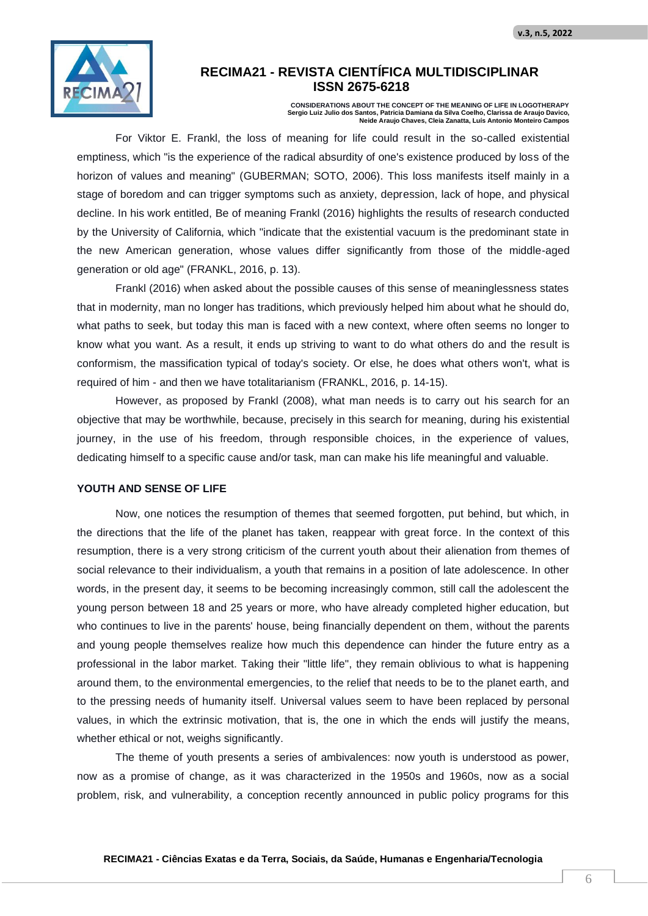For Viktor E. Frankl, the loss of meaning for life could result in the so-called existential emptiness, which "is the experience of the radical absurdity of one's existence produced by loss of the horizon of values and meaning" (GUBERMAN; SOTO, 2006). This loss manifests itself mainly in a stage of boredom and can trigger symptoms such as anxiety, depression, lack of hope, and physical decline. In his work entitled, Be of meaning Frankl (2016) highlights the results of research conducted by the University of California, which "indicate that the existential vacuum is the predominant state in the new American generation, whose values differ significantly from those of the middle-aged generation or old age" (FRANKL, 2016, p. 13).

Frankl (2016) when asked about the possible causes of this sense of meaninglessness states that in modernity, man no longer has traditions, which previously helped him about what he should do, what paths to seek, but today this man is faced with a new context, where often seems no longer to know what you want. As a result, it ends up striving to want to do what others do and the result is conformism, the massification typical of today's society. Or else, he does what others won't, what is required of him - and then we have totalitarianism (FRANKL, 2016, p. 14-15).

However, as proposed by Frankl (2008), what man needs is to carry out his search for an objective that may be worthwhile, because, precisely in this search for meaning, during his existential journey, in the use of his freedom, through responsible choices, in the experience of values, dedicating himself to a specific cause and/or task, man can make his life meaningful and valuable.

## YOUTH AND SENSE OF LIFE

Now, one notices the resumption of themes that seemed forgotten, put behind, but which, in the directions that the life of the planet has taken, reappear with great force. In the context of this resumption, there is a very strong criticism of the current youth about their alienation from themes of social relevance to their individualism, a youth that remains in a position of late adolescence. In other words, in the present day, it seems to be becoming increasingly common, still call the adolescent the young person between 18 and 25 years or more, who have already completed higher education, but who continues to live in the parents' house, being financially dependent on them, without the parents and young people themselves realize how much this dependence can hinder the future entry as a professional in the labor market. Taking their "little life", they remain oblivious to what is happening around them, to the environmental emergencies, to the relief that needs to be to the planet earth, and to the pressing needs of humanity itself. Universal values seem to have been replaced by personal values, in which the extrinsic motivation, that is, the one in which the ends will justify the means, whether ethical or not, weighs significantly.

The theme of youth presents a series of ambivalences: now youth is understood as power, now as a promise of change, as it was characterized in the 1950s and 1960s, now as a social problem, risk, and vulnerability, a conception recently announced in public policy programs for this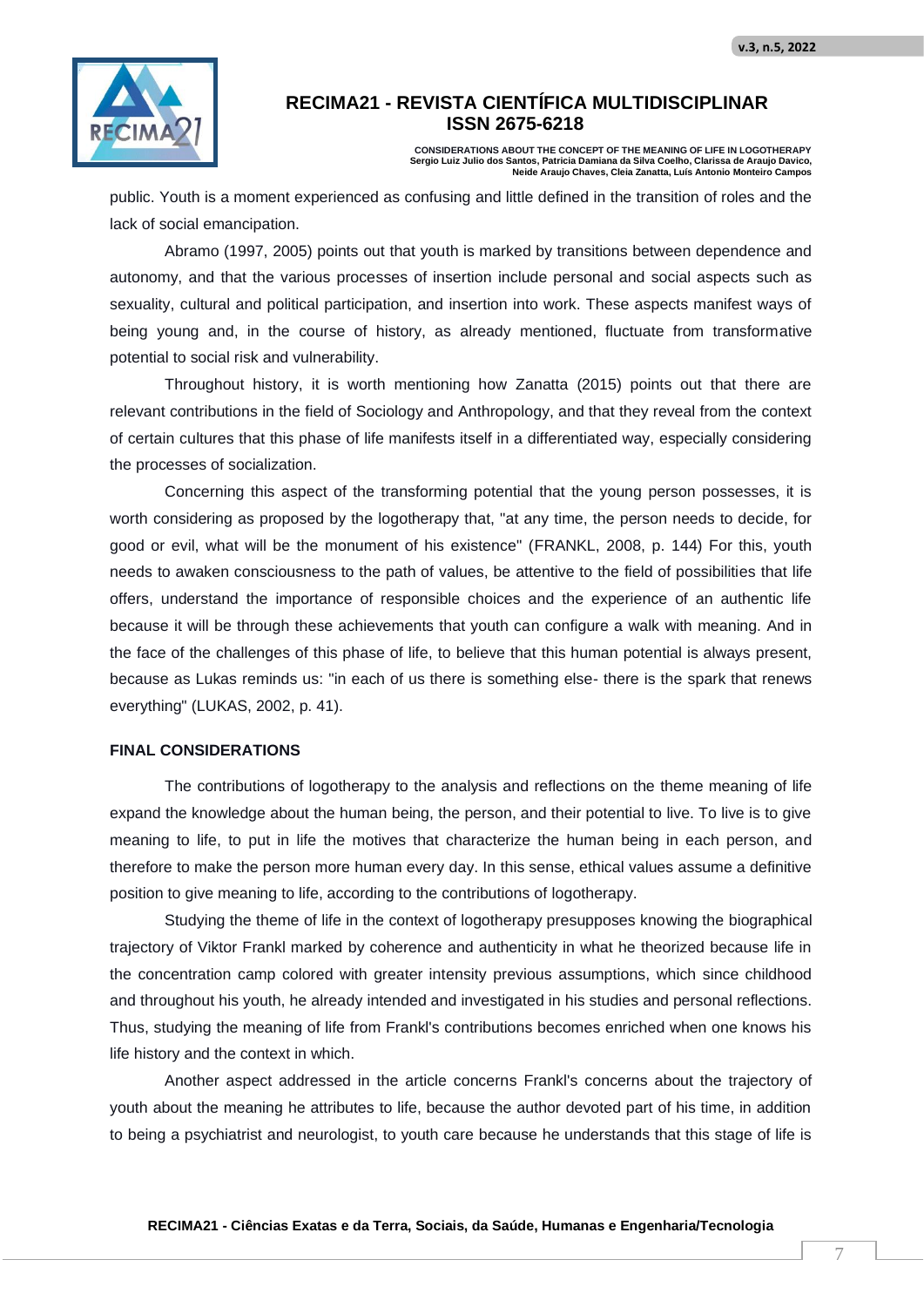public. Youth is a moment experienced as confusing and little defined in the transition of roles and the lack of social emancipation.

Abramo (1997, 2005) points out that youth is marked by transitions between dependence and autonomy, and that the various processes of insertion include personal and social aspects such as sexuality, cultural and political participation, and insertion into work. These aspects manifest ways of being young and, in the course of history, as already mentioned, fluctuate from transformative potential to social risk and vulnerability.

Throughout history, it is worth mentioning how Zanatta (2015) points out that there are relevant contributions in the field of Sociology and Anthropology, and that they reveal from the context of certain cultures that this phase of life manifests itself in a differentiated way, especially considering the processes of socialization.

Concerning this aspect of the transforming potential that the young person possesses, it is worth considering as proposed by the logotherapy that, "at any time, the person needs to decide, for good or evil, what will be the monument of his existence" (FRANKL, 2008, p. 144) For this, youth needs to awaken consciousness to the path of values, be attentive to the field of possibilities that life offers, understand the importance of responsible choices and the experience of an authentic life because it will be through these achievements that youth can configure a walk with meaning. And in the face of the challenges of this phase of life, to believe that this human potential is always present, because as Lukas reminds us: "in each of us there is something else- there is the spark that renews everything" (LUKAS, 2002, p. 41).

## FINAL CONSIDERATIONS

The contributions of logotherapy to the analysis and reflections on the theme meaning of life expand the knowledge about the human being, the person, and their potential to live. To live is to give meaning to life, to put in life the motives that characterize the human being in each person, and therefore to make the person more human every day. In this sense, ethical values assume a definitive position to give meaning to life, according to the contributions of logotherapy.

Studying the theme of life in the context of logotherapy presupposes knowing the biographical trajectory of Viktor Frankl marked by coherence and authenticity in what he theorized because life in the concentration camp colored with greater intensity previous assumptions, which since childhood and throughout his youth, he already intended and investigated in his studies and personal reflections. Thus, studying the meaning of life from Frankl's contributions becomes enriched when one knows his life history and the context in which.

Another aspect addressed in the article concerns Frankl's concerns about the trajectory of youth about the meaning he attributes to life, because the author devoted part of his time, in addition to being a psychiatrist and neurologist, to youth care because he understands that this stage of life is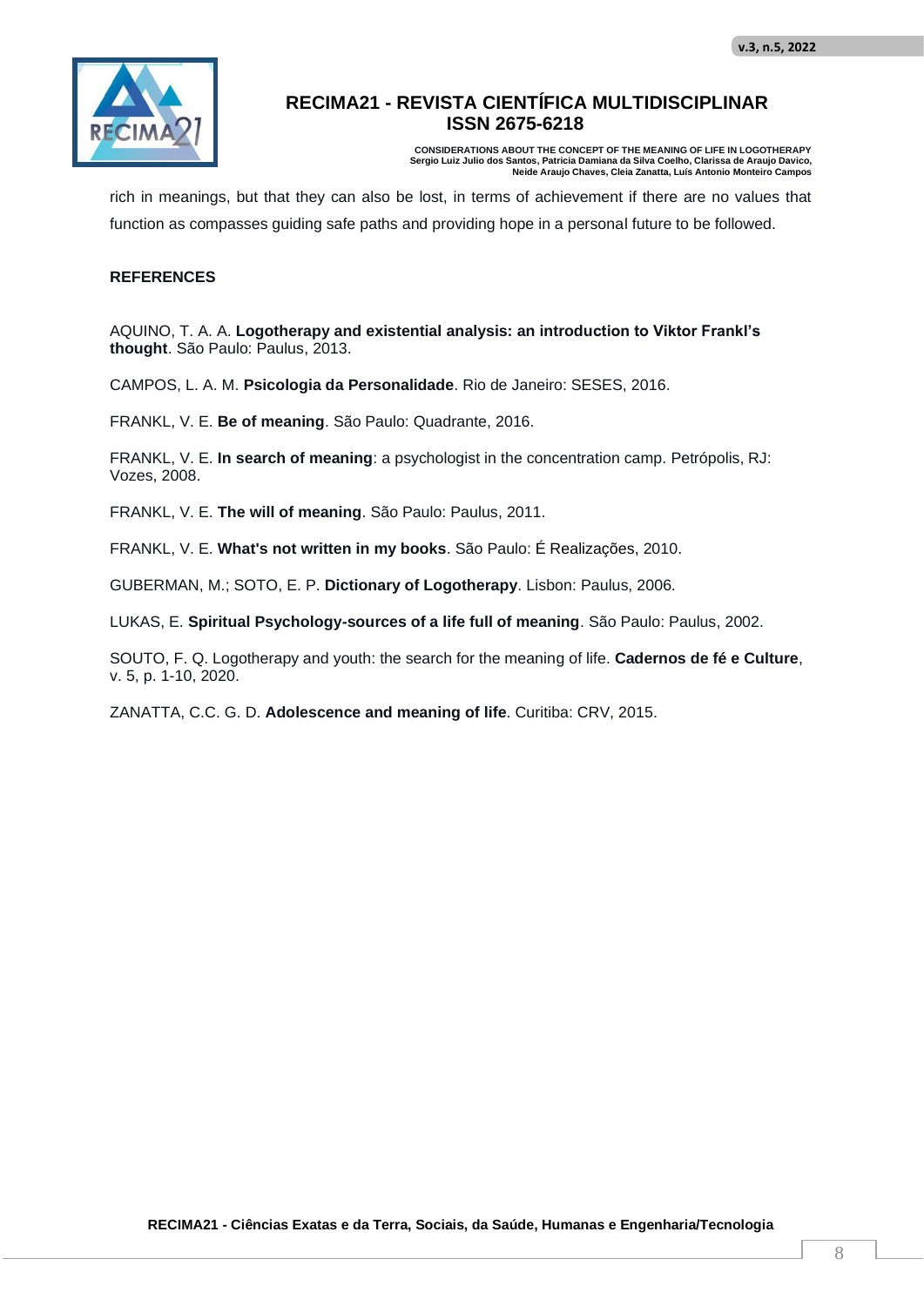rich in meanings, but that they can also be lost, in terms of achievement if there are no values that function as compasses guiding safe paths and providing hope in a personal future to be followed.

## REFERENCES

AQUINO, T. A. A. **Logotherapy and existential analysis: an introduction to Viktor Frankl's thought**. São Paulo: Paulus, 2013.

CAMPOS, L. A. M. **Psicologia da Personalidade**. Rio de Janeiro: SESES, 2016.

FRANKL, V. E. **Be of meaning**. São Paulo: Quadrante, 2016.

FRANKL, V. E. **In search of meaning**: a psychologist in the concentration camp. Petrópolis, RJ: Vozes, 2008.

FRANKL, V. E. **The will of meaning**. São Paulo: Paulus, 2011.

FRANKL, V. E. **What's not written in my books**. São Paulo: É Realizações, 2010.

GUBERMAN, M.; SOTO, E. P. **Dictionary of Logotherapy**. Lisbon: Paulus, 2006.

LUKAS, E. **Spiritual Psychology-sources of a life full of meaning**. São Paulo: Paulus, 2002.

SOUTO, F. Q. Logotherapy and youth: the search for the meaning of life. **Cadernos de fé e Culture**, v. 5, p. 1-10, 2020.

ZANATTA, C.C. G. D. **Adolescence and meaning of life**. Curitiba: CRV, 2015.